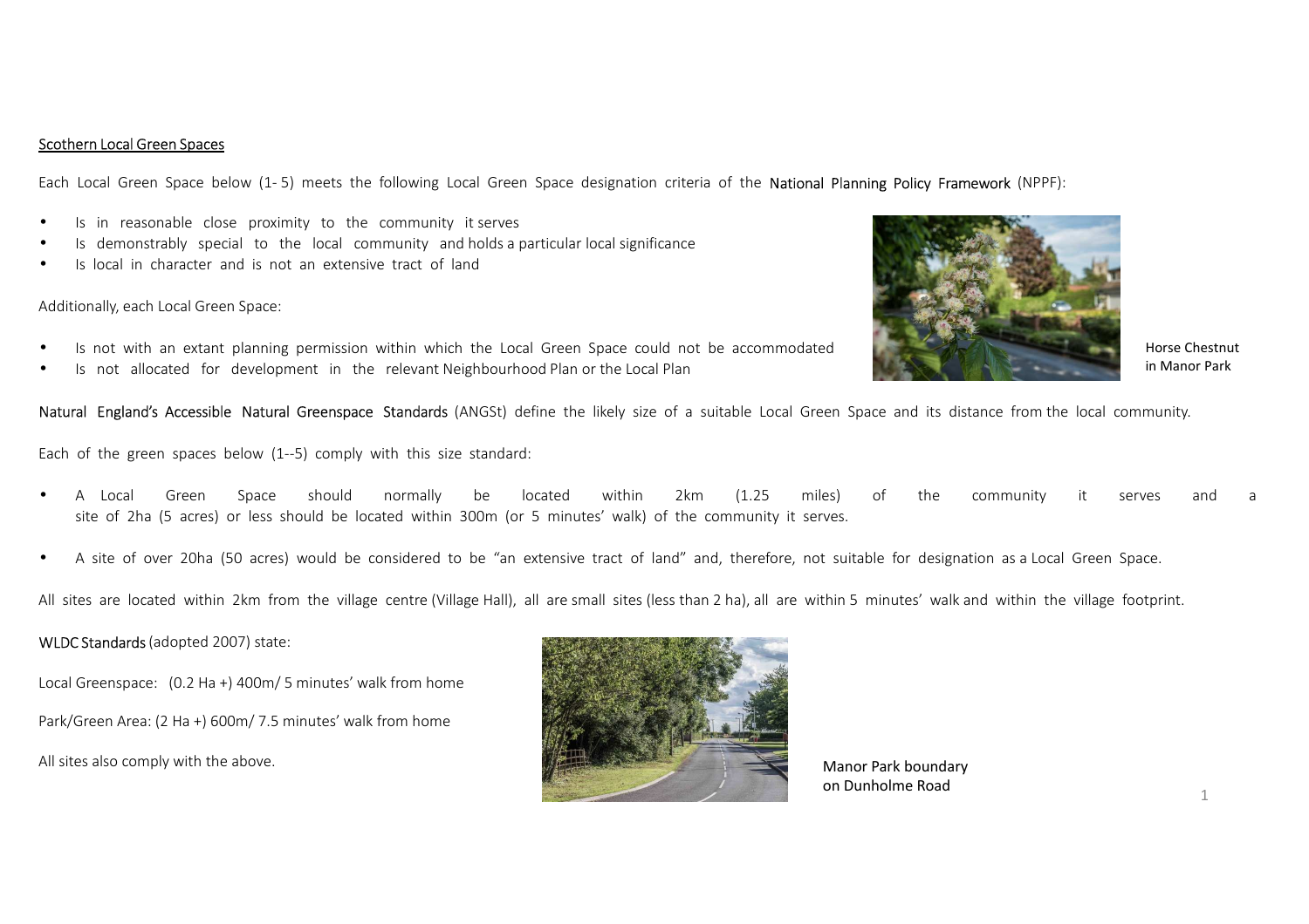## Scothern Local Green Spaces

Each Local Green Space below (1- 5) meets the following Local Green Space designation criteria of the National Planning Policy Framework (NPPF):

- Is in reasonable close proximity to the community it serves
- Is demonstrably special to the local community and holds a particular local significance
- Is local in character and is not an extensive tract of land

Additionally, each Local Green Space:

- Is not with an extant planning permission within which the Local Green Space could not be accommodated
- Is not allocated for development in the relevant Neighbourhood Plan or the Local Plan

Horse Chestnut in Manor Park

Natural England's Accessible Natural Greenspace Standards (ANGSt) define the likely size of a suitable Local Green Space and its distance from the local community.

Each of the green spaces below (1--5) comply with this size standard:

- A Local Green Space should normally be located within 2km (1.25 miles) of the community it serves and a site of 2ha (5 acres) or less should be located within 300m (or 5 minutes' walk) of the community it serves.
- A site of over 20ha (50 acres) would be considered to be "an extensive tract of land" and, therefore, not suitable for designation as a Local Green Space.

All sites are located within 2km from the village centre (Village Hall), all are small sites (less than 2 ha), all are within 5 minutes' walk and within the village footprint.

WLDC Standards (adopted 2007) state:

Local Greenspace: (0.2 Ha +) 400m/ 5 minutes' walk from home

Park/Green Area: (2 Ha +) 600m/ 7.5 minutes' walk from home

All sites also comply with the above.

Manor Park boundary on Dunholme Road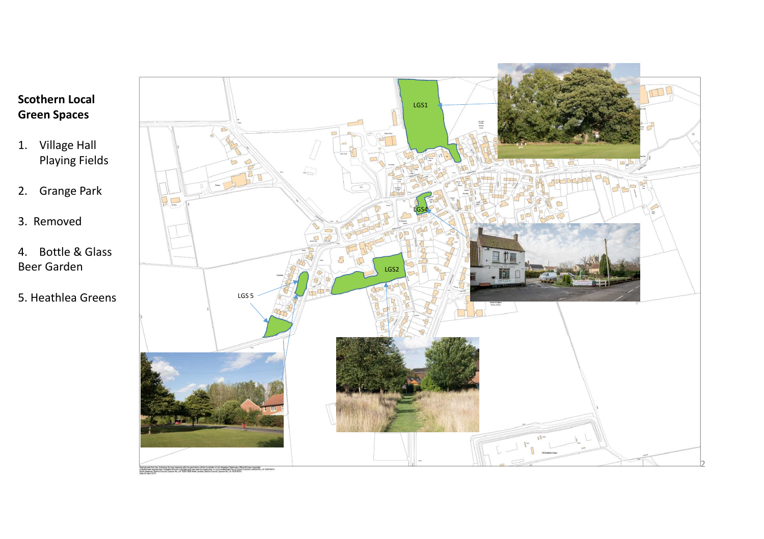**Scothern Local Green Spaces**

1. Village Hall Playing Fields

2. Grange Park

3. Removed

4. Bottle & Glass Beer Garden

5. Heathlea Greens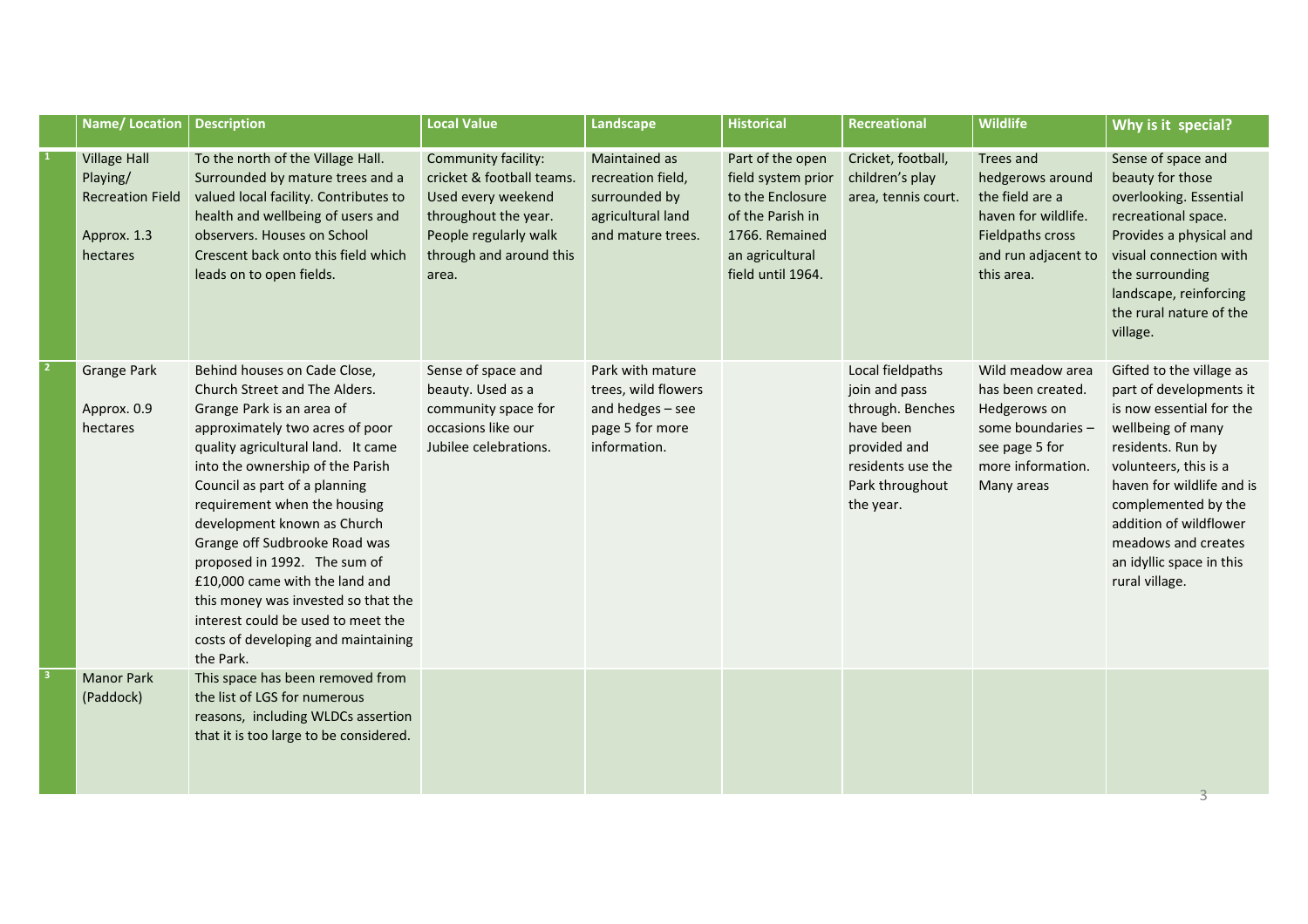| | Name/ Location | Description | Local Value | Landscape | Historical | Recreational | Wildlife | Why is it special? |
|---|---|---|---|---|---|---|---|---|
| 1 | Village Hall Playing/ Recreation Field<br><br>Approx. 1.3 hectares | To the north of the Village Hall. Surrounded by mature trees and a valued local facility. Contributes to health and wellbeing of users and observers. Houses on School Crescent back onto this field which leads on to open fields. | Community facility: cricket & football teams. Used every weekend throughout the year. People regularly walk through and around this area. | Maintained as recreation field, surrounded by agricultural land and mature trees. | Part of the open field system prior to the Enclosure of the Parish in 1766. Remained an agricultural field until 1964. | Cricket, football, children's play area, tennis court. | Trees and hedgerows around the field are a haven for wildlife. Fieldpaths cross and run adjacent to this area. | Sense of space and beauty for those overlooking. Essential recreational space. Provides a physical and visual connection with the surrounding landscape, reinforcing the rural nature of the village. |
| 2 | Grange Park<br><br>Approx. 0.9 hectares | Behind houses on Cade Close, Church Street and The Alders. Grange Park is an area of approximately two acres of poor quality agricultural land. It came into the ownership of the Parish Council as part of a planning requirement when the housing development known as Church Grange off Sudbrooke Road was proposed in 1992. The sum of £10,000 came with the land and this money was invested so that the interest could be used to meet the costs of developing and maintaining the Park. | Sense of space and beauty. Used as a community space for occasions like our Jubilee celebrations. | Park with mature trees, wild flowers and hedges – see page 5 for more information. | | Local fieldpaths join and pass through. Benches have been provided and residents use the Park throughout the year. | Wild meadow area has been created. Hedgerows on some boundaries – see page 5 for more information. Many areas | Gifted to the village as part of developments it is now essential for the wellbeing of many residents. Run by volunteers, this is a haven for wildlife and is complemented by the addition of wildflower meadows and creates an idyllic space in this rural village. |
| 3 | Manor Park (Paddock) | This space has been removed from the list of LGS for numerous reasons, including WLDCs assertion that it is too large to be considered. | | | | | | |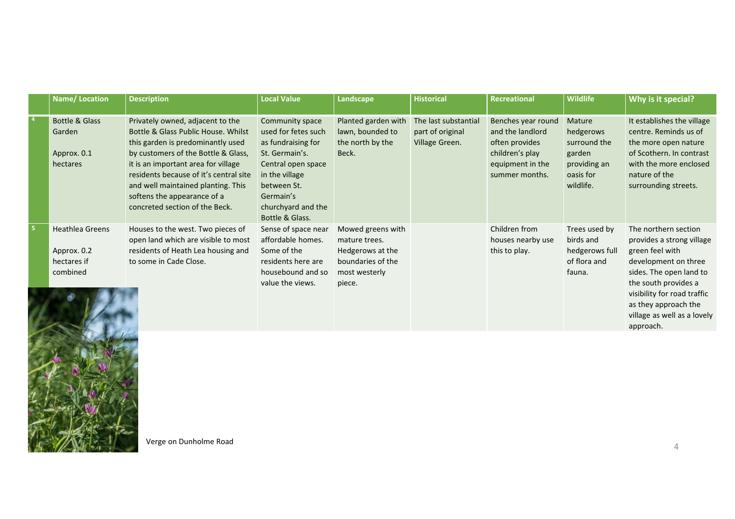| | Name/ Location | Description | Local Value | Landscape | Historical | Recreational | Wildlife | Why is it special? |
|---|---|---|---|---|---|---|---|---|
| 4 | Bottle & Glass Garden<br><br>Approx. 0.1 hectares | Privately owned, adjacent to the Bottle & Glass Public House. Whilst this garden is predominantly used by customers of the Bottle & Glass, it is an important area for village residents because of it's central site and well maintained planting. This softens the appearance of a concreted section of the Beck. | Community space used for fetes such as fundraising for St. Germain's. Central open space in the village between St. Germain's churchyard and the Bottle & Glass. | Planted garden with lawn, bounded to the north by the Beck. | The last substantial part of original Village Green. | Benches year round and the landlord often provides children's play equipment in the summer months. | Mature hedgerows surround the garden providing an oasis for wildlife. | It establishes the village centre. Reminds us of the more open nature of Scothern. In contrast with the more enclosed nature of the surrounding streets. |
| 5 | Heathlea Greens<br><br>Approx. 0.2 hectares if combined | Houses to the west. Two pieces of open land which are visible to most residents of Heath Lea housing and to some in Cade Close. | Sense of space near affordable homes. Some of the residents here are housebound and so value the views. | Mowed greens with mature trees. Hedgerows at the boundaries of the most westerly piece. | | Children from houses nearby use this to play. | Trees used by birds and hedgerows full of flora and fauna. | The northern section provides a strong village green feel with development on three sides. The open land to the south provides a visibility for road traffic as they approach the village as well as a lovely approach. |

Verge on Dunholme Road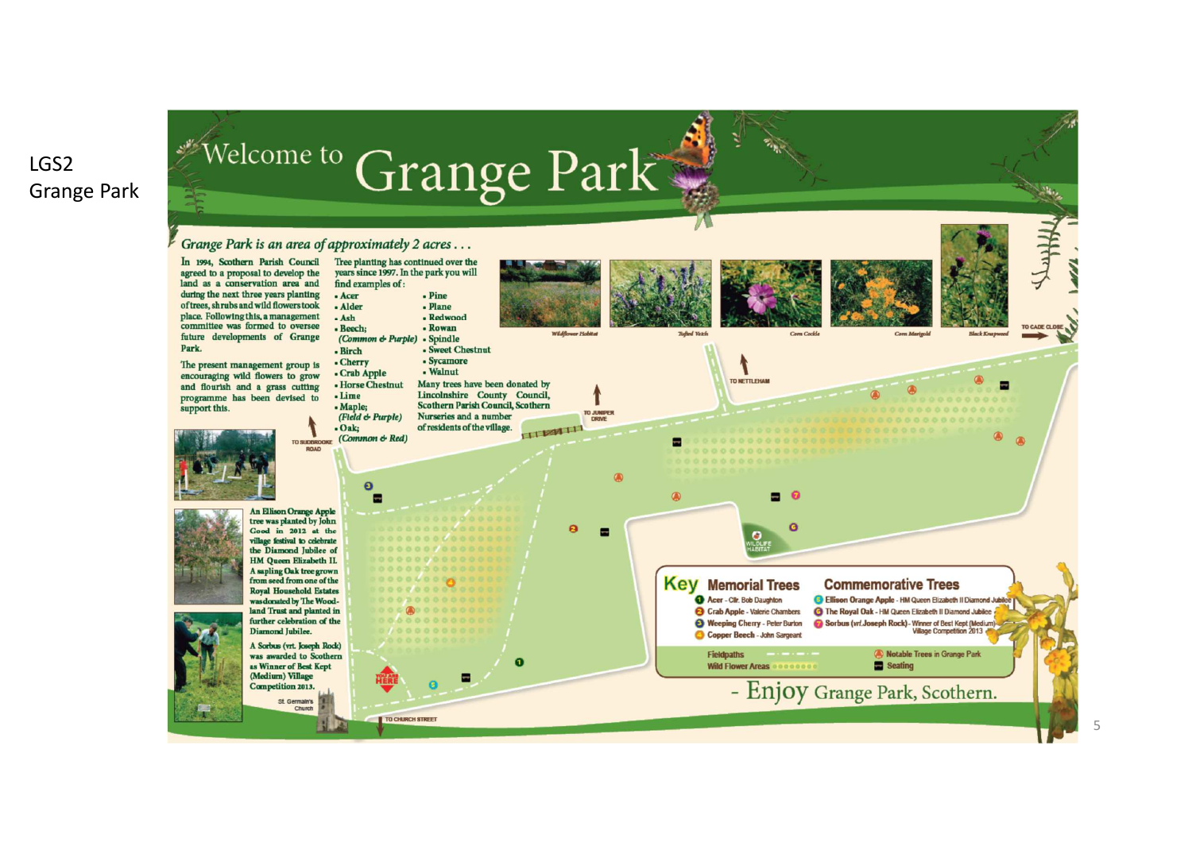LGS2
Grange Park

# Welcome to Grange Park

## *Grange Park is an area of approximately 2 acres . . .*

In 1994, Scothern Parish Council agreed to a proposal to develop the land as a conservation area and during the next three years planting of trees, shrubs and wild flowers took place. Following this, a management committee was formed to oversee future developments of Grange Park.

The present management group is encouraging wild flowers to grow and flourish and a grass cutting programme has been devised to support this.

Tree planting has continued over the years since 1997. In the park you will find examples of:

- Acer
- Alder
- Ash
- Beech; *(Common & Purple)*
- Birch
- Cherry
- Crab Apple
- Horse Chestnut
- Lime
- Maple; *(Field & Purple)*
- Oak; *(Common & Red)*
- Pine
- Plane
- Redwood
- Rowan
- Spindle
- Sweet Chestnut
- Sycamore
- Walnut

Many trees have been donated by Lincolnshire County Council, Scothern Parish Council, Scothern Nurseries and a number of residents of the village.

Wildflower Habitat

Tufted Vetch

Corn Cockle

Corn Marigold

Black Knapweed

An Ellison Orange Apple tree was planted by John Good in 2012 at the village festival to celebrate the Diamond Jubilee of HM Queen Elizabeth II.

A sapling Oak tree grown from seed from one of the Royal Household Estates was donated by The Woodland Trust and planted in further celebration of the Diamond Jubilee.

A Sorbus (vrt. Joseph Rock) was awarded to Scothern as Winner of Best Kept (Medium) Village Competition 2013.

St. Germain's Church

TO SUDBROOKE ROAD

TO JUNIPER DRIVE

TO NETTLEHAM

TO CADE CLOSE

TO CHURCH STREET

WILDLIFE HABITAT

YOU ARE HERE

## Key

### Memorial Trees

1. Acer - Cllr. Bob Daughton
2. Crab Apple - Valerie Chambers
3. Weeping Cherry - Peter Burton
4. Copper Beech - John Sargeant

### Commemorative Trees

5. Ellison Orange Apple - HM Queen Elizabeth II Diamond Jubilee
6. The Royal Oak - HM Queen Elizabeth II Diamond Jubilee
7. Sorbus (vrt. Joseph Rock) - Winner of Best Kept (Medium) Village Competition 2013

Fieldpaths

Wild Flower Areas

Notable Trees in Grange Park

Seating

- Enjoy Grange Park, Scothern.